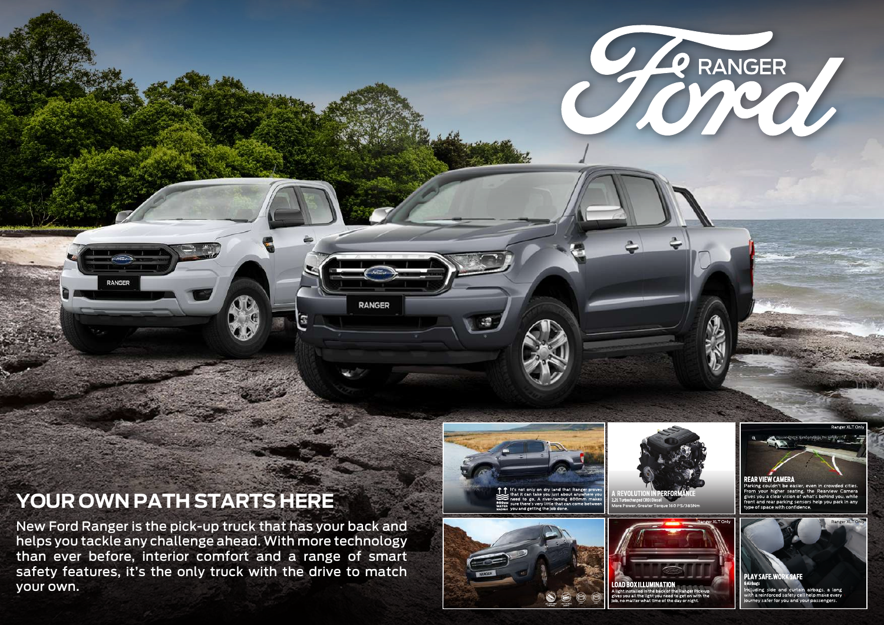# Ford RANGER

## YOUR OWN PATH STARTS HERE

New Ford Ranger is the pick-up truck that has your back and helps you tackle any challenge ahead. With more technology than ever before, interior comfort and a range of smart safety features, it's the only truck with the drive to match your own.

800MM WATER WADING

It's not only on dry land that Ranger proves that it can take you just about anywhere you need to go. A river-taming 800mm makes sure there's very little that can come between you and getting the job done.

### A REVOLUTION IN PERFORMANCE

2.2L Turbocharged CRDI Diesel

More Power, Greater Torque 160 PS/385Nm

Ranger XLT Only

### REAR VIEW CAMERA

Parking couldn't be easier, even in crowded cities. From your higher seating, the Rearview Camera gives you a clear vision of what's behind you, while front and rear parking sensors help you park in any type of space with confidence.

Ranger XLT Only

### LOAD BOX ILLUMINATION

A light installed in the back of the Ranger Pick-up gives you all the light you need to get on with the job, no matter what time of the day or night.

Ranger XLT Only

### PLAY SAFE.WORK SAFE

6 Airbags

Including side and curtain airbags, a long with a reinforced safety cell help make every journey safer for you and your passengers.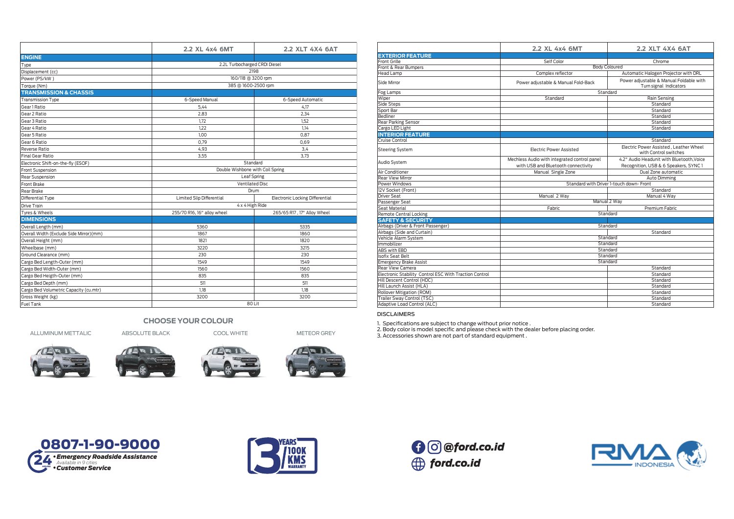| | 2.2 XL 4x4 6MT | 2.2 XLT 4X4 6AT |
|---|---|---|
| **ENGINE** | | |
| Type | 2.2L Turbocharged CRDI Diesel | |
| Displacement (cc) | 2198 | |
| Power (PS/kW ) | 160/118 @ 3200 rpm | |
| Torque (Nm) | 385 @ 1600-2500 rpm | |
| **TRANSMISSION & CHASSIS** | | |
| Transmission Type | 6-Speed Manual | 6-Speed Automatic |
| Gear 1 Ratio | 5,44 | 4,17 |
| Gear 2 Ratio | 2,83 | 2,34 |
| Gear 3 Ratio | 1,72 | 1,52 |
| Gear 4 Ratio | 1,22 | 1,14 |
| Gear 5 Ratio | 1,00 | 0,87 |
| Gear 6 Ratio | 0,79 | 0,69 |
| Reverse Ratio | 4,93 | 3,4 |
| Final Gear Ratio | 3,55 | 3,73 |
| Electronic Shift-on-the-fly (ESOF) | Standard | |
| Front Suspension | Double Wishbone with Coil Spring | |
| Rear Suspension | Leaf Spring | |
| Front Brake | Ventilated Disc | |
| Rear Brake | Drum | |
| Differential Type | Limited Slip Differential | Electronic Locking Differential |
| Drive Train | 4 x 4 High Ride | |
| Tyres & Wheels | 255/70 R16, 16" alloy wheel | 265/65 R17 , 17" Alloy Wheel |
| **DIMENSIONS** | | |
| Overall Length (mm) | 5360 | 5335 |
| Overall Width (Exclude Side Mirror)(mm) | 1867 | 1860 |
| Overall Height (mm) | 1821 | 1820 |
| Wheelbase (mm) | 3220 | 3215 |
| Ground Clearance (mm) | 230 | 230 |
| Cargo Bed Length-Outer (mm) | 1549 | 1549 |
| Cargo Bed Width-Outer (mm) | 1560 | 1560 |
| Cargo Bed Heigth-Outer (mm) | 835 | 835 |
| Cargo Bed Depth (mm) | 511 | 511 |
| Cargo Bed Volumetric Capacity (cu.mtr) | 1,18 | 1,18 |
| Gross Weight (kg) | 3200 | 3200 |
| Fuel Tank | 80 Lit | |

## CHOOSE YOUR COLOUR

ALLUMINUM METTALIC

ABSOLUTE BLACK

COOL WHITE

METEOR GREY

| | 2.2 XL 4x4 6MT | 2.2 XLT 4X4 6AT |
|---|---|---|
| **EXTERIOR FEATURE** | | |
| Front Grille | Self Color | Chrome |
| Front & Rear Bumpers | Body Coloured | |
| Head Lamp | Complex reflector | Automatic Halogen Projector with DRL |
| Side Mirror | Power adjustable & Manual Fold-Back | Power adjustable & Manual Foldable with Turn signal Indicators |
| Fog Lamps | Standard | |
| Wiper | Standard | Rain Sensing |
| Side Steps | | Standard |
| Sport Bar | | Standard |
| Bedliner | | Standard |
| Rear Parking Sensor | | Standard |
| Cargo LED Light | | Standard |
| **INTERIOR FEATURE** | | |
| Cruise Control | | Standard |
| Steering System | Electric Power Assisted | Electric Power Assisted , Leather Wheel with Control switches |
| Audio System | Mechless Audio with integrated control panel with USB and Bluetooth connectivity | 4.2" Audio Headunit with Bluetooth,Voice Recognition, USB & 6 Speakers, SYNC 1 |
| Air Conditioner | Manual Single Zone | Dual Zone automatic |
| Rear View Mirror | | Auto Dimming |
| Power Windows | Standard with Driver 1-touch down- Front | |
| 12V Socket (Front) | | Standard |
| Driver Seat | Manual 2 Way | Manual 4 Way |
| Passenger Seat | Manual 2 Way | |
| Seat Material | Fabric | Premium Fabric |
| Remote Central Locking | Standard | |
| **SAFETY & SECURITY** | | |
| Airbags (Driver & Front Passenger) | Standard | |
| Airbags (Side and Curtain) | | Standard |
| Vehicle Alarm System | Standard | |
| Immobilizer | Standard | |
| ABS with EBD | Standard | |
| Isofix Seat Belt | Standard | |
| Emergency Brake Assist | Standard | |
| Rear View Camera | | Standard |
| Electronic Stability Control ESC With Traction Control | | Standard |
| Hill Descent Control (HDC) | | Standard |
| Hill Launch Assist (HLA) | | Standard |
| Rollover Mitigation (ROM) | | Standard |
| Trailer Sway Control (TSC) | | Standard |
| Adaptive Load Control (ALC) | | Standard |

DISCLAIMERS

1. Specifications are subject to change without prior notice .
2. Body color is model specific and please check with the dealer before placing order.
3. Accessories shown are not part of standard equipment .

**0807-1-90-9000**

24 HOURS
- ***Emergency Roadside Assistance***
  *Available in 9 cities*
- ***Customer Service***

3 YEARS / 100K KMS WARRANTY

***@ford.co.id***

***ford.co.id***

RMA INDONESIA